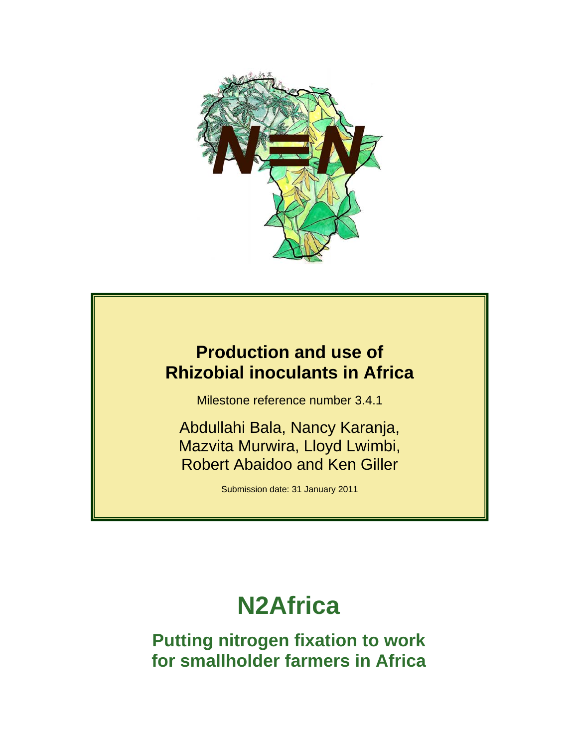# Production and use of Rhizobial inoculants in Africa

Milestone reference number 3.4.1

Abdullahi Bala, Nancy Karanja, Mazvita Murwira, Lloyd Lwimbi, Robert Abaidoo and Ken Giller

Submission date: 31 January 2011

# N2Africa

## Putting nitrogen fixation to work for smallholder farmers in Africa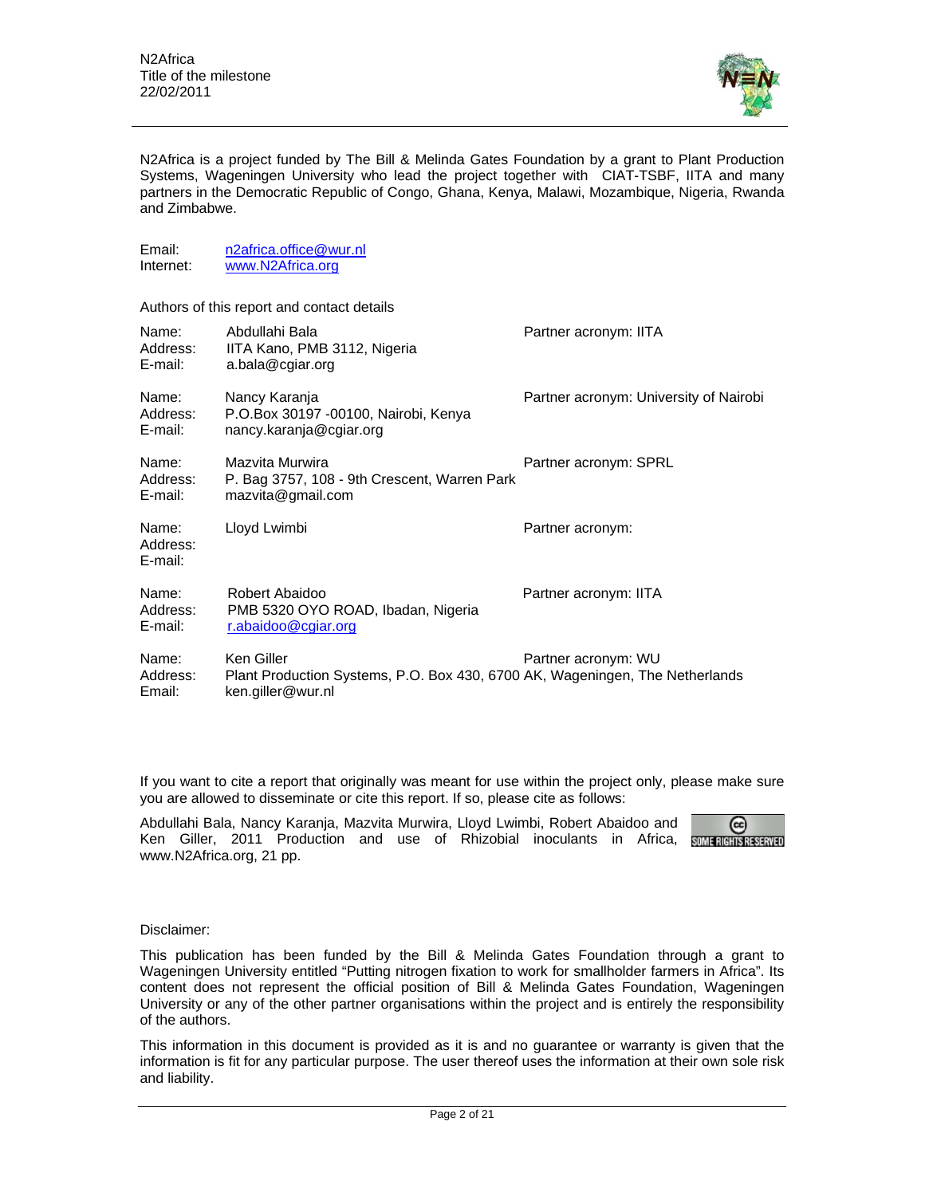N2Africa is a project funded by The Bill & Melinda Gates Foundation by a grant to Plant Production Systems, Wageningen University who lead the project together with CIAT-TSBF, IITA and many partners in the Democratic Republic of Congo, Ghana, Kenya, Malawi, Mozambique, Nigeria, Rwanda and Zimbabwe.

Email: n2africa.office@wur.nl
Internet: www.N2Africa.org

Authors of this report and contact details

Name: Abdullahi Bala — Partner acronym: IITA
Address: IITA Kano, PMB 3112, Nigeria
E-mail: a.bala@cgiar.org

Name: Nancy Karanja — Partner acronym: University of Nairobi
Address: P.O.Box 30197 -00100, Nairobi, Kenya
E-mail: nancy.karanja@cgiar.org

Name: Mazvita Murwira — Partner acronym: SPRL
Address: P. Bag 3757, 108 - 9th Crescent, Warren Park
E-mail: mazvita@gmail.com

Name: Lloyd Lwimbi — Partner acronym:
Address:
E-mail:

Name: Robert Abaidoo — Partner acronym: IITA
Address: PMB 5320 OYO ROAD, Ibadan, Nigeria
E-mail: r.abaidoo@cgiar.org

Name: Ken Giller — Partner acronym: WU
Address: Plant Production Systems, P.O. Box 430, 6700 AK, Wageningen, The Netherlands
Email: ken.giller@wur.nl

If you want to cite a report that originally was meant for use within the project only, please make sure you are allowed to disseminate or cite this report. If so, please cite as follows:

Abdullahi Bala, Nancy Karanja, Mazvita Murwira, Lloyd Lwimbi, Robert Abaidoo and Ken Giller, 2011 Production and use of Rhizobial inoculants in Africa, www.N2Africa.org, 21 pp.

Disclaimer:

This publication has been funded by the Bill & Melinda Gates Foundation through a grant to Wageningen University entitled "Putting nitrogen fixation to work for smallholder farmers in Africa". Its content does not represent the official position of Bill & Melinda Gates Foundation, Wageningen University or any of the other partner organisations within the project and is entirely the responsibility of the authors.

This information in this document is provided as it is and no guarantee or warranty is given that the information is fit for any particular purpose. The user thereof uses the information at their own sole risk and liability.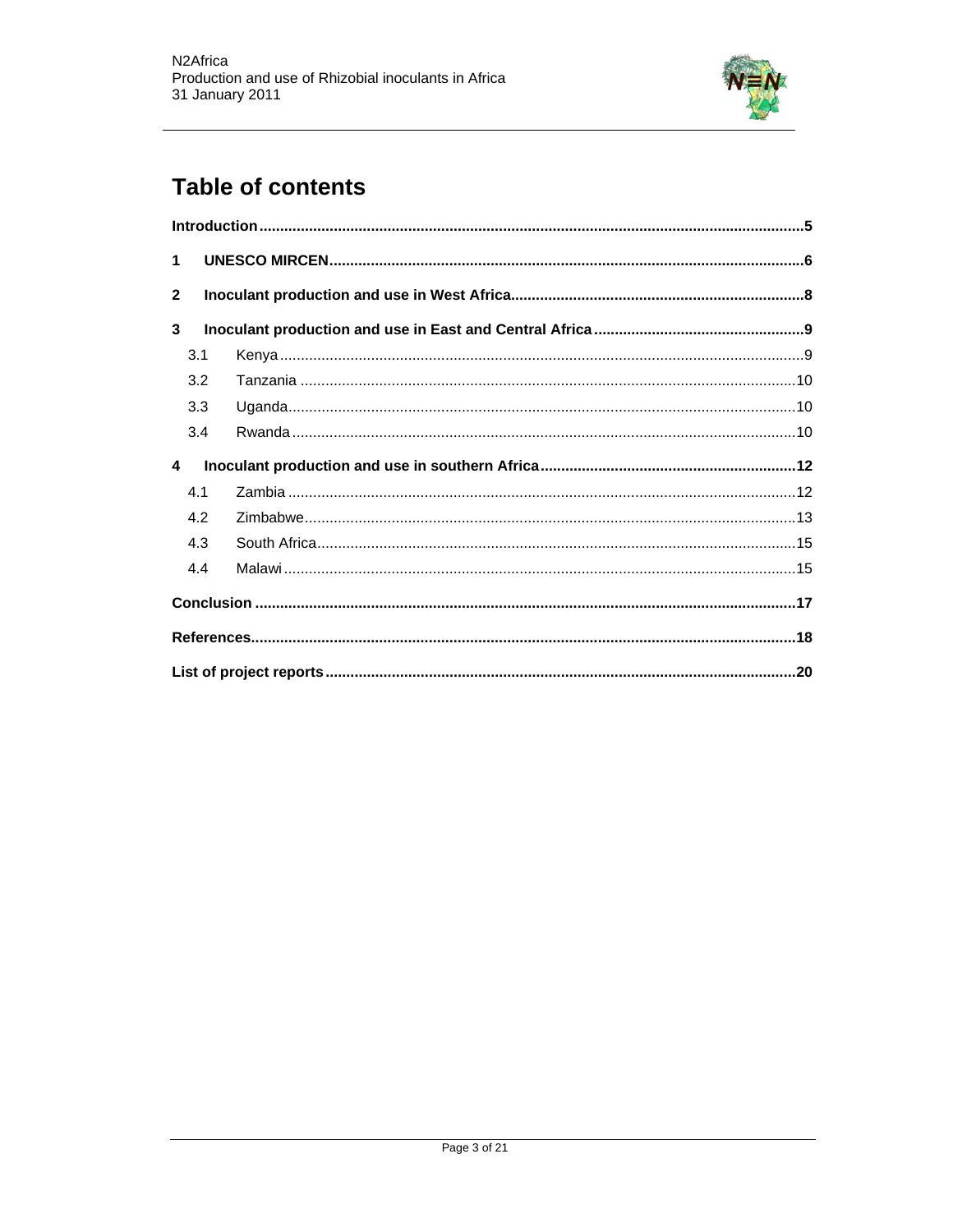# Table of contents

Introduction ..... 5

1 UNESCO MIRCEN ..... 6

2 Inoculant production and use in West Africa ..... 8

3 Inoculant production and use in East and Central Africa ..... 9

- 3.1 Kenya ..... 9
- 3.2 Tanzania ..... 10
- 3.3 Uganda ..... 10
- 3.4 Rwanda ..... 10

4 Inoculant production and use in southern Africa ..... 12

- 4.1 Zambia ..... 12
- 4.2 Zimbabwe ..... 13
- 4.3 South Africa ..... 15
- 4.4 Malawi ..... 15

Conclusion ..... 17

References ..... 18

List of project reports ..... 20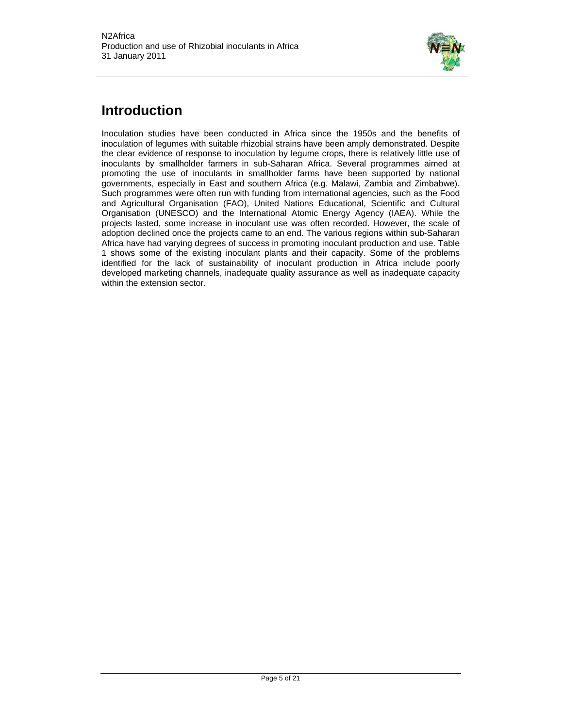# Introduction

Inoculation studies have been conducted in Africa since the 1950s and the benefits of inoculation of legumes with suitable rhizobial strains have been amply demonstrated. Despite the clear evidence of response to inoculation by legume crops, there is relatively little use of inoculants by smallholder farmers in sub-Saharan Africa. Several programmes aimed at promoting the use of inoculants in smallholder farms have been supported by national governments, especially in East and southern Africa (e.g. Malawi, Zambia and Zimbabwe). Such programmes were often run with funding from international agencies, such as the Food and Agricultural Organisation (FAO), United Nations Educational, Scientific and Cultural Organisation (UNESCO) and the International Atomic Energy Agency (IAEA). While the projects lasted, some increase in inoculant use was often recorded. However, the scale of adoption declined once the projects came to an end. The various regions within sub-Saharan Africa have had varying degrees of success in promoting inoculant production and use. Table 1 shows some of the existing inoculant plants and their capacity. Some of the problems identified for the lack of sustainability of inoculant production in Africa include poorly developed marketing channels, inadequate quality assurance as well as inadequate capacity within the extension sector.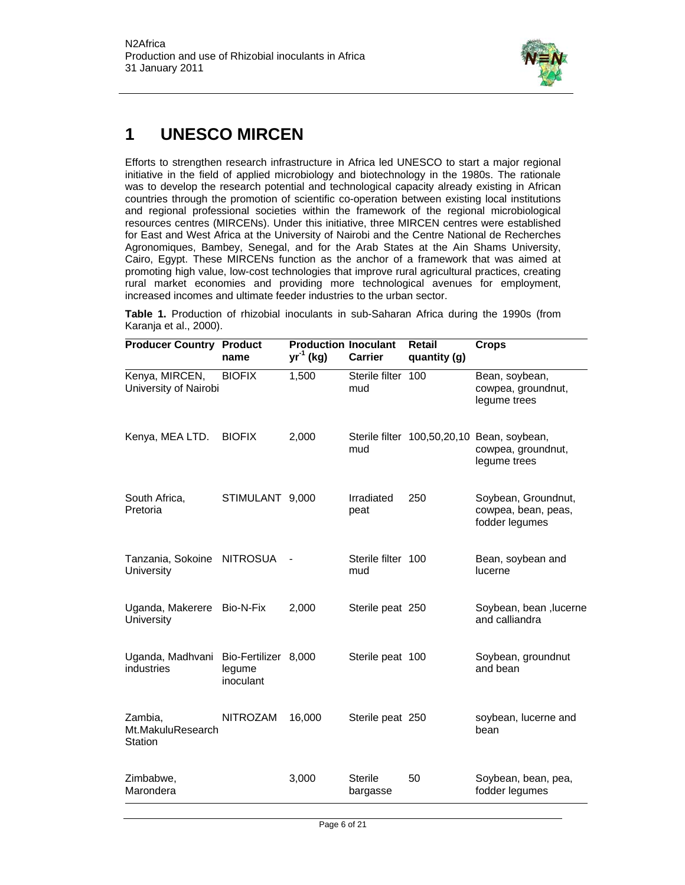# 1 UNESCO MIRCEN

Efforts to strengthen research infrastructure in Africa led UNESCO to start a major regional initiative in the field of applied microbiology and biotechnology in the 1980s. The rationale was to develop the research potential and technological capacity already existing in African countries through the promotion of scientific co-operation between existing local institutions and regional professional societies within the framework of the regional microbiological resources centres (MIRCENs). Under this initiative, three MIRCEN centres were established for East and West Africa at the University of Nairobi and the Centre National de Recherches Agronomiques, Bambey, Senegal, and for the Arab States at the Ain Shams University, Cairo, Egypt. These MIRCENs function as the anchor of a framework that was aimed at promoting high value, low-cost technologies that improve rural agricultural practices, creating rural market economies and providing more technological avenues for employment, increased incomes and ultimate feeder industries to the urban sector.

**Table 1.** Production of rhizobial inoculants in sub-Saharan Africa during the 1990s (from Karanja et al., 2000).

| Producer Country | Product name | Production $yr^{-1}$ (kg) | Inoculant Carrier | Retail quantity (g) | Crops |
|---|---|---|---|---|---|
| Kenya, MIRCEN, University of Nairobi | BIOFIX | 1,500 | Sterile filter mud | 100 | Bean, soybean, cowpea, groundnut, legume trees |
| Kenya, MEA LTD. | BIOFIX | 2,000 | Sterile filter mud | 100,50,20,10 | Bean, soybean, cowpea, groundnut, legume trees |
| South Africa, Pretoria | STIMULANT | 9,000 | Irradiated peat | 250 | Soybean, Groundnut, cowpea, bean, peas, fodder legumes |
| Tanzania, Sokoine University | NITROSUA | - | Sterile filter mud | 100 | Bean, soybean and lucerne |
| Uganda, Makerere University | Bio-N-Fix | 2,000 | Sterile peat | 250 | Soybean, bean ,lucerne and calliandra |
| Uganda, Madhvani industries | Bio-Fertilizer legume inoculant | 8,000 | Sterile peat | 100 | Soybean, groundnut and bean |
| Zambia, Mt.MakuluResearch Station | NITROZAM | 16,000 | Sterile peat | 250 | soybean, lucerne and bean |
| Zimbabwe, Marondera | | 3,000 | Sterile bargasse | 50 | Soybean, bean, pea, fodder legumes |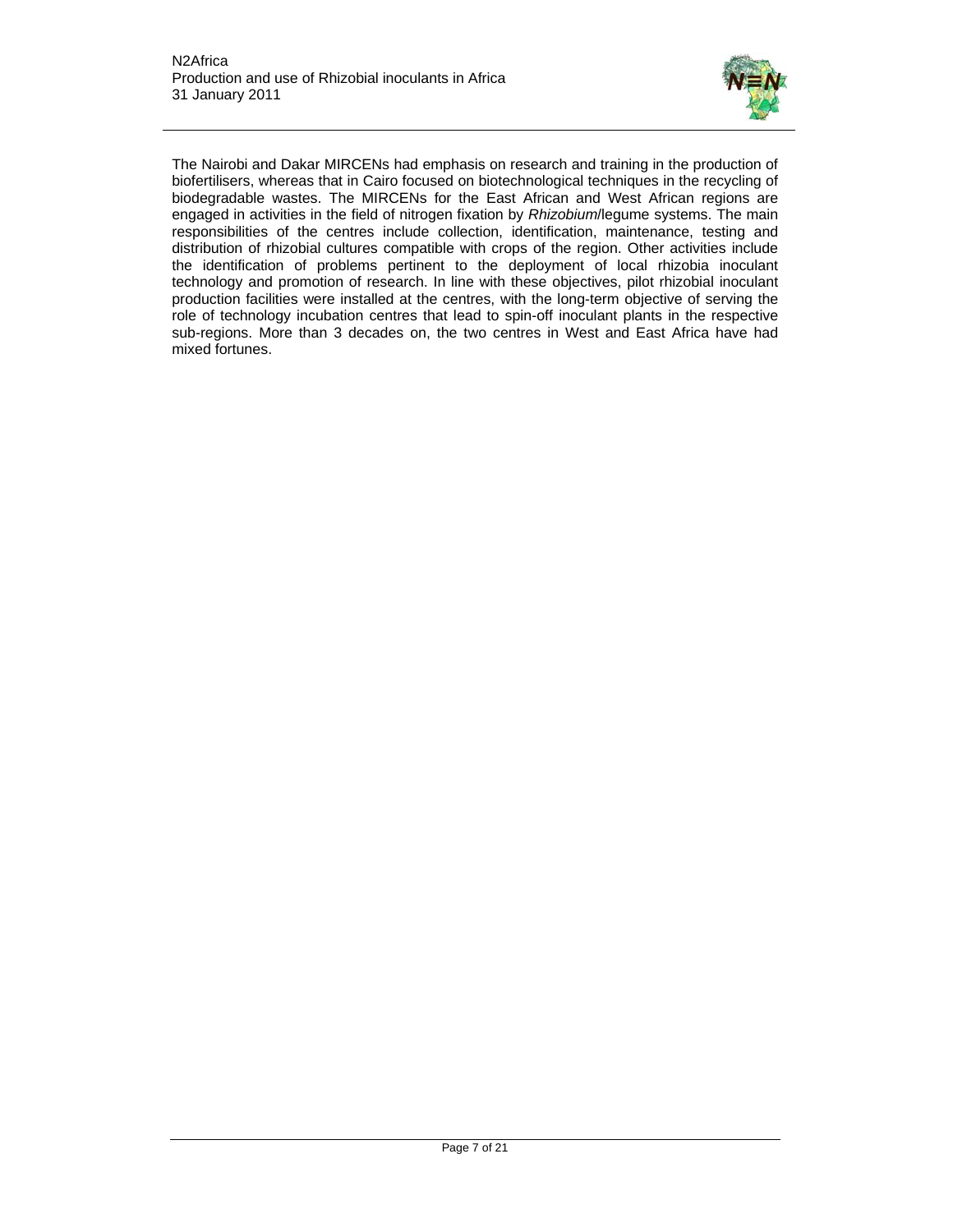The Nairobi and Dakar MIRCENs had emphasis on research and training in the production of biofertilisers, whereas that in Cairo focused on biotechnological techniques in the recycling of biodegradable wastes. The MIRCENs for the East African and West African regions are engaged in activities in the field of nitrogen fixation by *Rhizobium*/legume systems. The main responsibilities of the centres include collection, identification, maintenance, testing and distribution of rhizobial cultures compatible with crops of the region. Other activities include the identification of problems pertinent to the deployment of local rhizobia inoculant technology and promotion of research. In line with these objectives, pilot rhizobial inoculant production facilities were installed at the centres, with the long-term objective of serving the role of technology incubation centres that lead to spin-off inoculant plants in the respective sub-regions. More than 3 decades on, the two centres in West and East Africa have had mixed fortunes.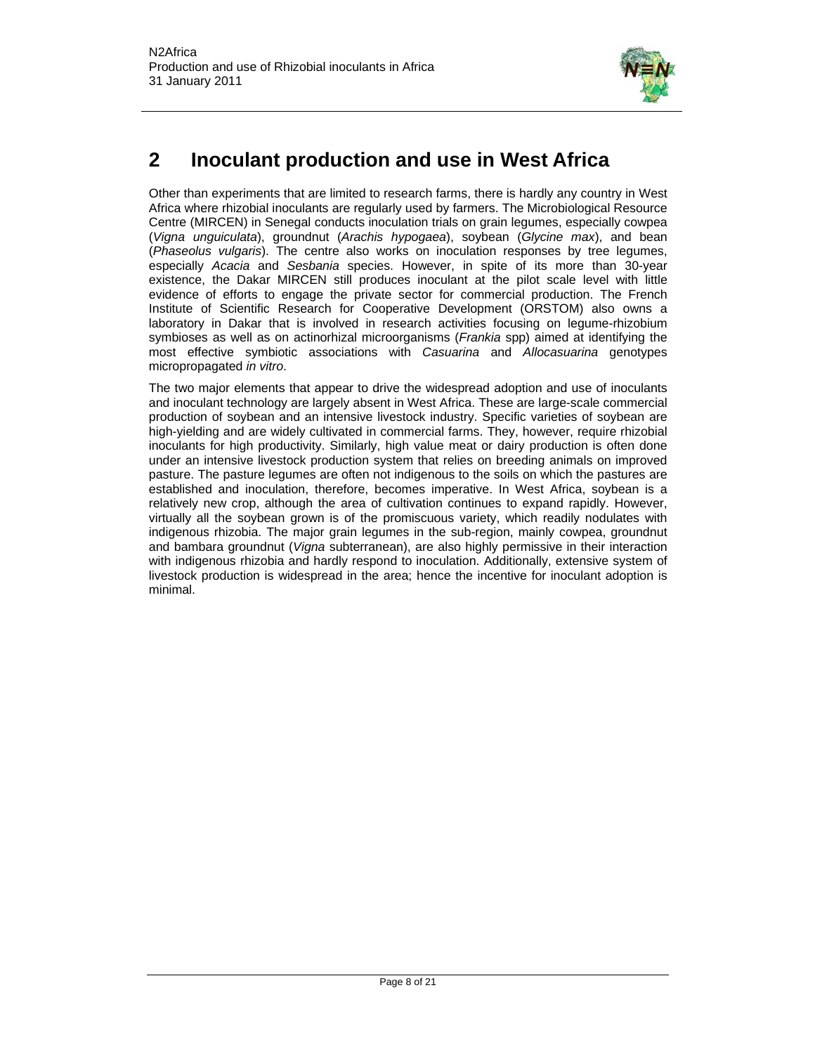# 2 Inoculant production and use in West Africa

Other than experiments that are limited to research farms, there is hardly any country in West Africa where rhizobial inoculants are regularly used by farmers. The Microbiological Resource Centre (MIRCEN) in Senegal conducts inoculation trials on grain legumes, especially cowpea (*Vigna unguiculata*), groundnut (*Arachis hypogaea*), soybean (*Glycine max*), and bean (*Phaseolus vulgaris*). The centre also works on inoculation responses by tree legumes, especially *Acacia* and *Sesbania* species. However, in spite of its more than 30-year existence, the Dakar MIRCEN still produces inoculant at the pilot scale level with little evidence of efforts to engage the private sector for commercial production. The French Institute of Scientific Research for Cooperative Development (ORSTOM) also owns a laboratory in Dakar that is involved in research activities focusing on legume-rhizobium symbioses as well as on actinorhizal microorganisms (*Frankia* spp) aimed at identifying the most effective symbiotic associations with *Casuarina* and *Allocasuarina* genotypes micropropagated *in vitro*.

The two major elements that appear to drive the widespread adoption and use of inoculants and inoculant technology are largely absent in West Africa. These are large-scale commercial production of soybean and an intensive livestock industry. Specific varieties of soybean are high-yielding and are widely cultivated in commercial farms. They, however, require rhizobial inoculants for high productivity. Similarly, high value meat or dairy production is often done under an intensive livestock production system that relies on breeding animals on improved pasture. The pasture legumes are often not indigenous to the soils on which the pastures are established and inoculation, therefore, becomes imperative. In West Africa, soybean is a relatively new crop, although the area of cultivation continues to expand rapidly. However, virtually all the soybean grown is of the promiscuous variety, which readily nodulates with indigenous rhizobia. The major grain legumes in the sub-region, mainly cowpea, groundnut and bambara groundnut (*Vigna* subterranean), are also highly permissive in their interaction with indigenous rhizobia and hardly respond to inoculation. Additionally, extensive system of livestock production is widespread in the area; hence the incentive for inoculant adoption is minimal.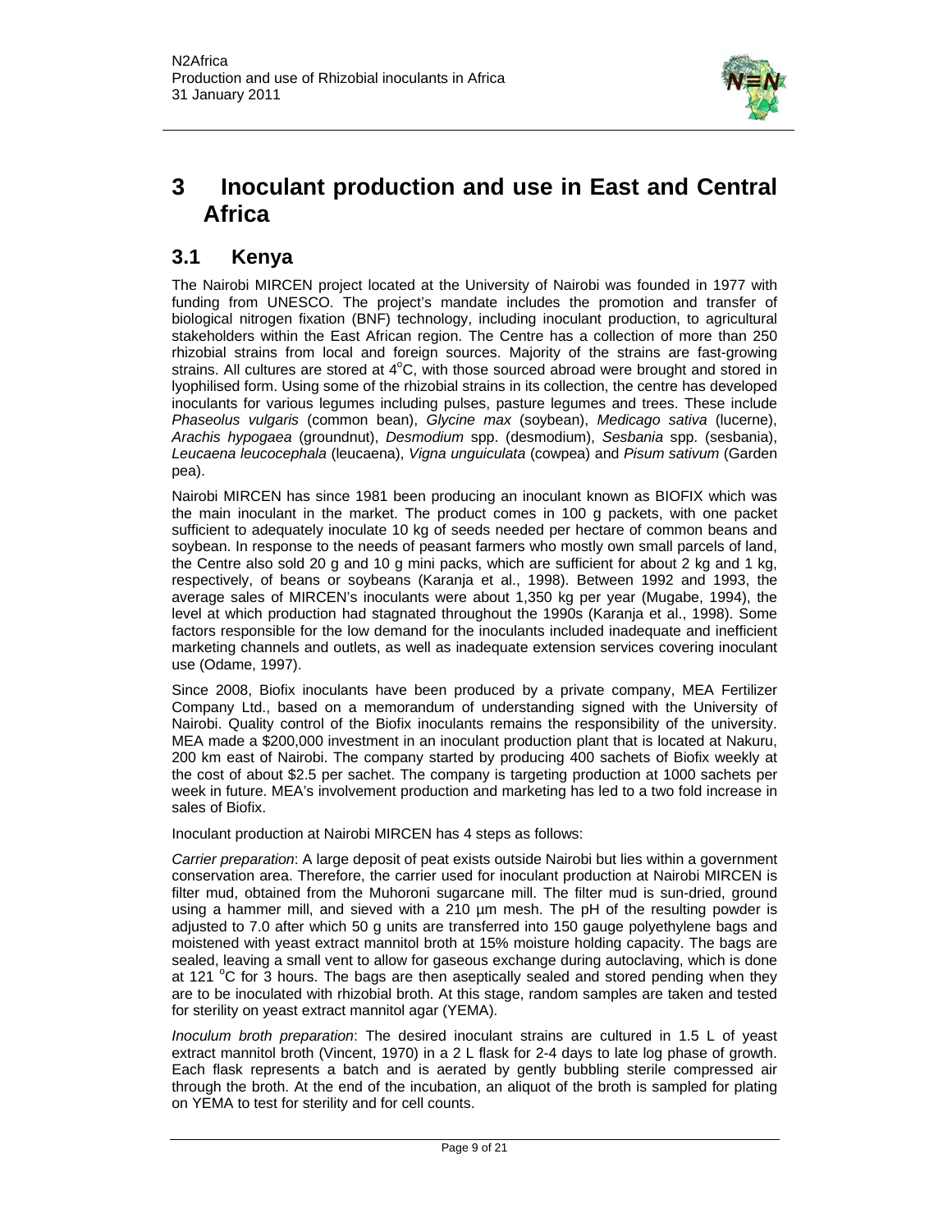# 3 Inoculant production and use in East and Central Africa

## 3.1 Kenya

The Nairobi MIRCEN project located at the University of Nairobi was founded in 1977 with funding from UNESCO. The project's mandate includes the promotion and transfer of biological nitrogen fixation (BNF) technology, including inoculant production, to agricultural stakeholders within the East African region. The Centre has a collection of more than 250 rhizobial strains from local and foreign sources. Majority of the strains are fast-growing strains. All cultures are stored at 4$^{o}$C, with those sourced abroad were brought and stored in lyophilised form. Using some of the rhizobial strains in its collection, the centre has developed inoculants for various legumes including pulses, pasture legumes and trees. These include *Phaseolus vulgaris* (common bean), *Glycine max* (soybean), *Medicago sativa* (lucerne), *Arachis hypogaea* (groundnut), *Desmodium* spp. (desmodium), *Sesbania* spp. (sesbania), *Leucaena leucocephala* (leucaena), *Vigna unguiculata* (cowpea) and *Pisum sativum* (Garden pea).

Nairobi MIRCEN has since 1981 been producing an inoculant known as BIOFIX which was the main inoculant in the market. The product comes in 100 g packets, with one packet sufficient to adequately inoculate 10 kg of seeds needed per hectare of common beans and soybean. In response to the needs of peasant farmers who mostly own small parcels of land, the Centre also sold 20 g and 10 g mini packs, which are sufficient for about 2 kg and 1 kg, respectively, of beans or soybeans (Karanja et al., 1998). Between 1992 and 1993, the average sales of MIRCEN's inoculants were about 1,350 kg per year (Mugabe, 1994), the level at which production had stagnated throughout the 1990s (Karanja et al., 1998). Some factors responsible for the low demand for the inoculants included inadequate and inefficient marketing channels and outlets, as well as inadequate extension services covering inoculant use (Odame, 1997).

Since 2008, Biofix inoculants have been produced by a private company, MEA Fertilizer Company Ltd., based on a memorandum of understanding signed with the University of Nairobi. Quality control of the Biofix inoculants remains the responsibility of the university. MEA made a $200,000 investment in an inoculant production plant that is located at Nakuru, 200 km east of Nairobi. The company started by producing 400 sachets of Biofix weekly at the cost of about $2.5 per sachet. The company is targeting production at 1000 sachets per week in future. MEA's involvement production and marketing has led to a two fold increase in sales of Biofix.

Inoculant production at Nairobi MIRCEN has 4 steps as follows:

*Carrier preparation*: A large deposit of peat exists outside Nairobi but lies within a government conservation area. Therefore, the carrier used for inoculant production at Nairobi MIRCEN is filter mud, obtained from the Muhoroni sugarcane mill. The filter mud is sun-dried, ground using a hammer mill, and sieved with a 210 µm mesh. The pH of the resulting powder is adjusted to 7.0 after which 50 g units are transferred into 150 gauge polyethylene bags and moistened with yeast extract mannitol broth at 15% moisture holding capacity. The bags are sealed, leaving a small vent to allow for gaseous exchange during autoclaving, which is done at 121 $^{o}$C for 3 hours. The bags are then aseptically sealed and stored pending when they are to be inoculated with rhizobial broth. At this stage, random samples are taken and tested for sterility on yeast extract mannitol agar (YEMA).

*Inoculum broth preparation*: The desired inoculant strains are cultured in 1.5 L of yeast extract mannitol broth (Vincent, 1970) in a 2 L flask for 2-4 days to late log phase of growth. Each flask represents a batch and is aerated by gently bubbling sterile compressed air through the broth. At the end of the incubation, an aliquot of the broth is sampled for plating on YEMA to test for sterility and for cell counts.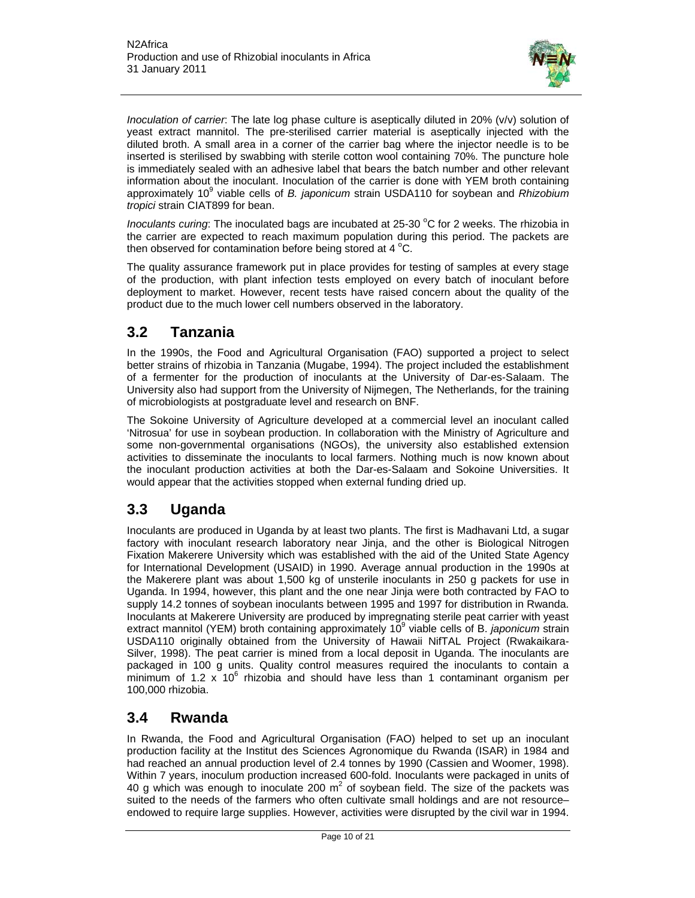*Inoculation of carrier*: The late log phase culture is aseptically diluted in 20% (v/v) solution of yeast extract mannitol. The pre-sterilised carrier material is aseptically injected with the diluted broth. A small area in a corner of the carrier bag where the injector needle is to be inserted is sterilised by swabbing with sterile cotton wool containing 70%. The puncture hole is immediately sealed with an adhesive label that bears the batch number and other relevant information about the inoculant. Inoculation of the carrier is done with YEM broth containing approximately $10^9$ viable cells of *B. japonicum* strain USDA110 for soybean and *Rhizobium tropici* strain CIAT899 for bean.

*Inoculants curing*: The inoculated bags are incubated at 25-30 °C for 2 weeks. The rhizobia in the carrier are expected to reach maximum population during this period. The packets are then observed for contamination before being stored at 4 °C.

The quality assurance framework put in place provides for testing of samples at every stage of the production, with plant infection tests employed on every batch of inoculant before deployment to market. However, recent tests have raised concern about the quality of the product due to the much lower cell numbers observed in the laboratory.

## 3.2 Tanzania

In the 1990s, the Food and Agricultural Organisation (FAO) supported a project to select better strains of rhizobia in Tanzania (Mugabe, 1994). The project included the establishment of a fermenter for the production of inoculants at the University of Dar-es-Salaam. The University also had support from the University of Nijmegen, The Netherlands, for the training of microbiologists at postgraduate level and research on BNF.

The Sokoine University of Agriculture developed at a commercial level an inoculant called 'Nitrosua' for use in soybean production. In collaboration with the Ministry of Agriculture and some non-governmental organisations (NGOs), the university also established extension activities to disseminate the inoculants to local farmers. Nothing much is now known about the inoculant production activities at both the Dar-es-Salaam and Sokoine Universities. It would appear that the activities stopped when external funding dried up.

## 3.3 Uganda

Inoculants are produced in Uganda by at least two plants. The first is Madhavani Ltd, a sugar factory with inoculant research laboratory near Jinja, and the other is Biological Nitrogen Fixation Makerere University which was established with the aid of the United State Agency for International Development (USAID) in 1990. Average annual production in the 1990s at the Makerere plant was about 1,500 kg of unsterile inoculants in 250 g packets for use in Uganda. In 1994, however, this plant and the one near Jinja were both contracted by FAO to supply 14.2 tonnes of soybean inoculants between 1995 and 1997 for distribution in Rwanda. Inoculants at Makerere University are produced by impregnating sterile peat carrier with yeast extract mannitol (YEM) broth containing approximately $10^9$ viable cells of B. *japonicum* strain USDA110 originally obtained from the University of Hawaii NifTAL Project (Rwakaikara-Silver, 1998). The peat carrier is mined from a local deposit in Uganda. The inoculants are packaged in 100 g units. Quality control measures required the inoculants to contain a minimum of $1.2 \times 10^6$ rhizobia and should have less than 1 contaminant organism per 100,000 rhizobia.

## 3.4 Rwanda

In Rwanda, the Food and Agricultural Organisation (FAO) helped to set up an inoculant production facility at the Institut des Sciences Agronomique du Rwanda (ISAR) in 1984 and had reached an annual production level of 2.4 tonnes by 1990 (Cassien and Woomer, 1998). Within 7 years, inoculum production increased 600-fold. Inoculants were packaged in units of 40 g which was enough to inoculate 200 $m^2$ of soybean field. The size of the packets was suited to the needs of the farmers who often cultivate small holdings and are not resource–endowed to require large supplies. However, activities were disrupted by the civil war in 1994.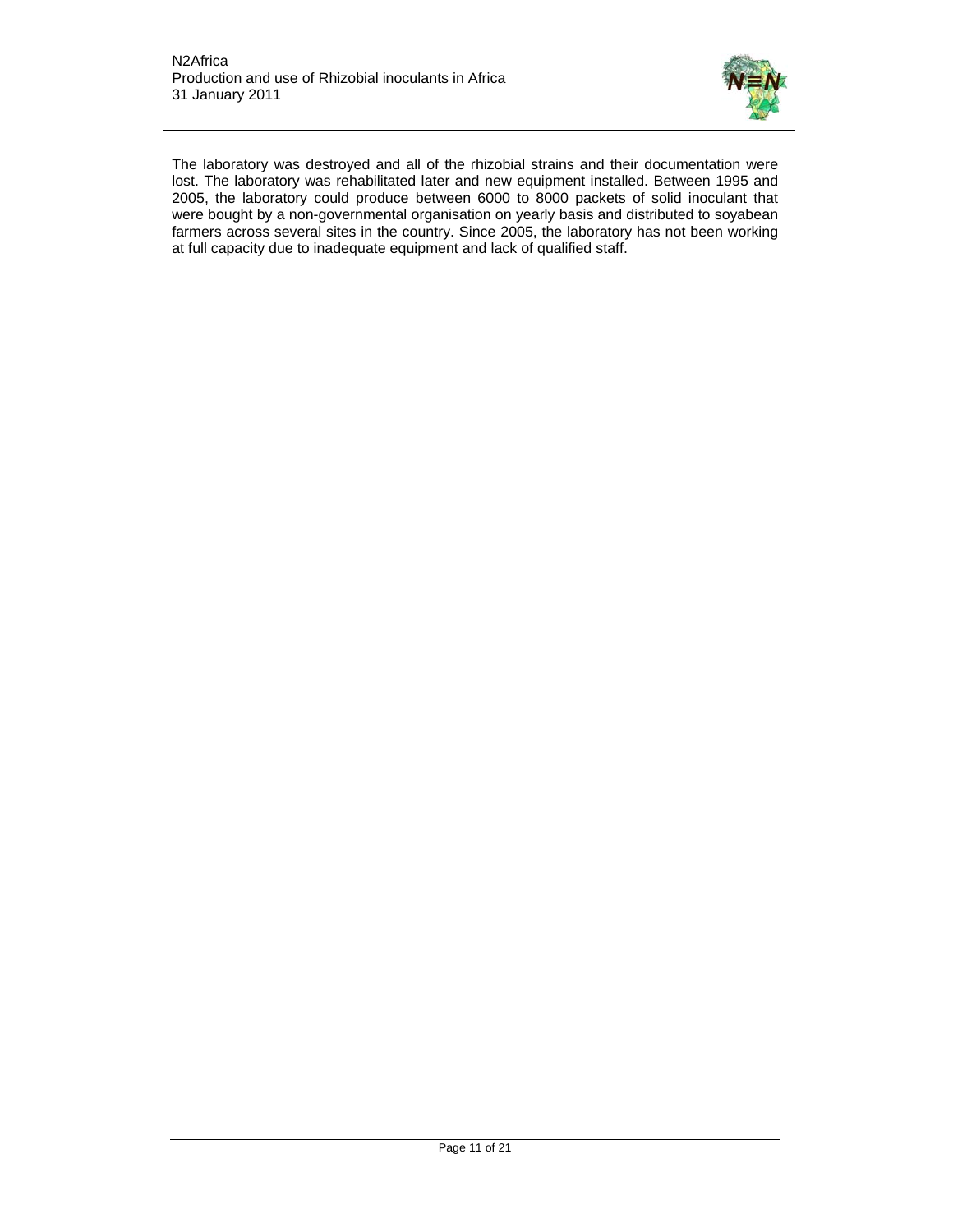The laboratory was destroyed and all of the rhizobial strains and their documentation were lost. The laboratory was rehabilitated later and new equipment installed. Between 1995 and 2005, the laboratory could produce between 6000 to 8000 packets of solid inoculant that were bought by a non-governmental organisation on yearly basis and distributed to soyabean farmers across several sites in the country. Since 2005, the laboratory has not been working at full capacity due to inadequate equipment and lack of qualified staff.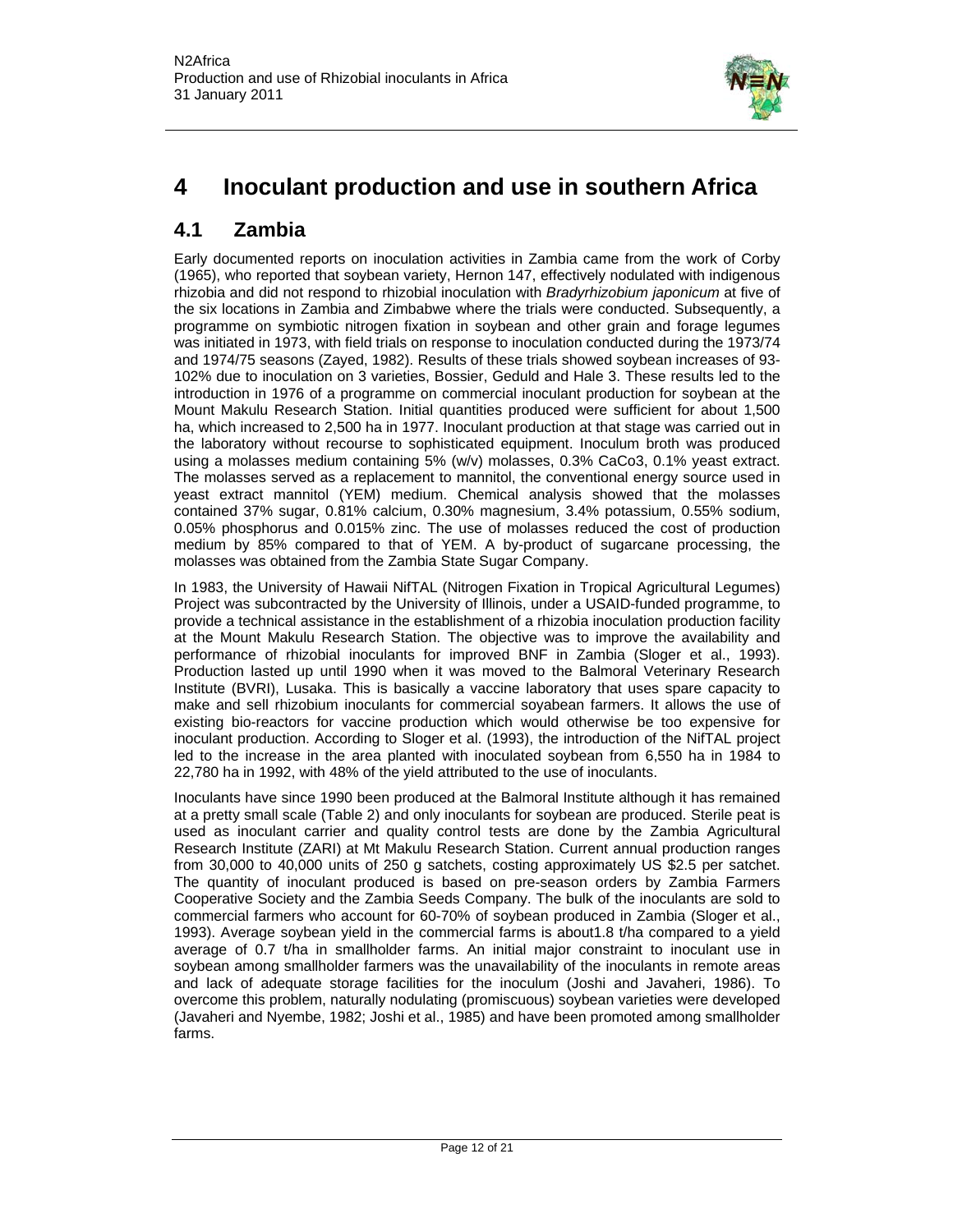# 4 Inoculant production and use in southern Africa

## 4.1 Zambia

Early documented reports on inoculation activities in Zambia came from the work of Corby (1965), who reported that soybean variety, Hernon 147, effectively nodulated with indigenous rhizobia and did not respond to rhizobial inoculation with *Bradyrhizobium japonicum* at five of the six locations in Zambia and Zimbabwe where the trials were conducted. Subsequently, a programme on symbiotic nitrogen fixation in soybean and other grain and forage legumes was initiated in 1973, with field trials on response to inoculation conducted during the 1973/74 and 1974/75 seasons (Zayed, 1982). Results of these trials showed soybean increases of 93-102% due to inoculation on 3 varieties, Bossier, Geduld and Hale 3. These results led to the introduction in 1976 of a programme on commercial inoculant production for soybean at the Mount Makulu Research Station. Initial quantities produced were sufficient for about 1,500 ha, which increased to 2,500 ha in 1977. Inoculant production at that stage was carried out in the laboratory without recourse to sophisticated equipment. Inoculum broth was produced using a molasses medium containing 5% (w/v) molasses, 0.3% CaCo3, 0.1% yeast extract. The molasses served as a replacement to mannitol, the conventional energy source used in yeast extract mannitol (YEM) medium. Chemical analysis showed that the molasses contained 37% sugar, 0.81% calcium, 0.30% magnesium, 3.4% potassium, 0.55% sodium, 0.05% phosphorus and 0.015% zinc. The use of molasses reduced the cost of production medium by 85% compared to that of YEM. A by-product of sugarcane processing, the molasses was obtained from the Zambia State Sugar Company.

In 1983, the University of Hawaii NifTAL (Nitrogen Fixation in Tropical Agricultural Legumes) Project was subcontracted by the University of Illinois, under a USAID-funded programme, to provide a technical assistance in the establishment of a rhizobia inoculation production facility at the Mount Makulu Research Station. The objective was to improve the availability and performance of rhizobial inoculants for improved BNF in Zambia (Sloger et al., 1993). Production lasted up until 1990 when it was moved to the Balmoral Veterinary Research Institute (BVRI), Lusaka. This is basically a vaccine laboratory that uses spare capacity to make and sell rhizobium inoculants for commercial soyabean farmers. It allows the use of existing bio-reactors for vaccine production which would otherwise be too expensive for inoculant production. According to Sloger et al. (1993), the introduction of the NifTAL project led to the increase in the area planted with inoculated soybean from 6,550 ha in 1984 to 22,780 ha in 1992, with 48% of the yield attributed to the use of inoculants.

Inoculants have since 1990 been produced at the Balmoral Institute although it has remained at a pretty small scale (Table 2) and only inoculants for soybean are produced. Sterile peat is used as inoculant carrier and quality control tests are done by the Zambia Agricultural Research Institute (ZARI) at Mt Makulu Research Station. Current annual production ranges from 30,000 to 40,000 units of 250 g satchets, costing approximately US $2.5 per satchet. The quantity of inoculant produced is based on pre-season orders by Zambia Farmers Cooperative Society and the Zambia Seeds Company. The bulk of the inoculants are sold to commercial farmers who account for 60-70% of soybean produced in Zambia (Sloger et al., 1993). Average soybean yield in the commercial farms is about1.8 t/ha compared to a yield average of 0.7 t/ha in smallholder farms. An initial major constraint to inoculant use in soybean among smallholder farmers was the unavailability of the inoculants in remote areas and lack of adequate storage facilities for the inoculum (Joshi and Javaheri, 1986). To overcome this problem, naturally nodulating (promiscuous) soybean varieties were developed (Javaheri and Nyembe, 1982; Joshi et al., 1985) and have been promoted among smallholder farms.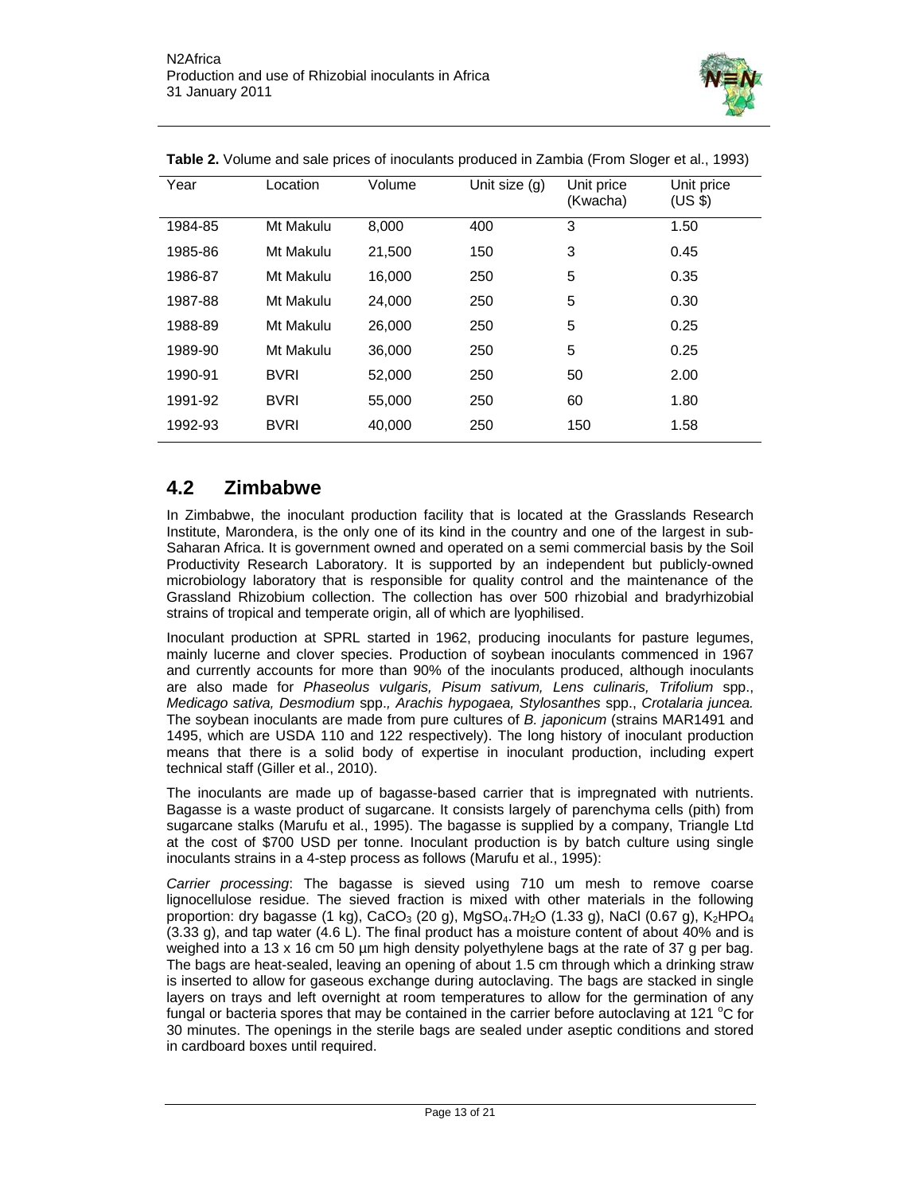**Table 2.** Volume and sale prices of inoculants produced in Zambia (From Sloger et al., 1993)

| Year | Location | Volume | Unit size (g) | Unit price (Kwacha) | Unit price (US $) |
|---|---|---|---|---|---|
| 1984-85 | Mt Makulu | 8,000 | 400 | 3 | 1.50 |
| 1985-86 | Mt Makulu | 21,500 | 150 | 3 | 0.45 |
| 1986-87 | Mt Makulu | 16,000 | 250 | 5 | 0.35 |
| 1987-88 | Mt Makulu | 24,000 | 250 | 5 | 0.30 |
| 1988-89 | Mt Makulu | 26,000 | 250 | 5 | 0.25 |
| 1989-90 | Mt Makulu | 36,000 | 250 | 5 | 0.25 |
| 1990-91 | BVRI | 52,000 | 250 | 50 | 2.00 |
| 1991-92 | BVRI | 55,000 | 250 | 60 | 1.80 |
| 1992-93 | BVRI | 40,000 | 250 | 150 | 1.58 |

## 4.2 Zimbabwe

In Zimbabwe, the inoculant production facility that is located at the Grasslands Research Institute, Marondera, is the only one of its kind in the country and one of the largest in sub-Saharan Africa. It is government owned and operated on a semi commercial basis by the Soil Productivity Research Laboratory. It is supported by an independent but publicly-owned microbiology laboratory that is responsible for quality control and the maintenance of the Grassland Rhizobium collection. The collection has over 500 rhizobial and bradyrhizobial strains of tropical and temperate origin, all of which are lyophilised.

Inoculant production at SPRL started in 1962, producing inoculants for pasture legumes, mainly lucerne and clover species. Production of soybean inoculants commenced in 1967 and currently accounts for more than 90% of the inoculants produced, although inoculants are also made for *Phaseolus vulgaris, Pisum sativum, Lens culinaris, Trifolium* spp., *Medicago sativa, Desmodium* spp., *Arachis hypogaea, Stylosanthes* spp., *Crotalaria juncea.* The soybean inoculants are made from pure cultures of *B. japonicum* (strains MAR1491 and 1495, which are USDA 110 and 122 respectively). The long history of inoculant production means that there is a solid body of expertise in inoculant production, including expert technical staff (Giller et al., 2010).

The inoculants are made up of bagasse-based carrier that is impregnated with nutrients. Bagasse is a waste product of sugarcane. It consists largely of parenchyma cells (pith) from sugarcane stalks (Marufu et al., 1995). The bagasse is supplied by a company, Triangle Ltd at the cost of $700 USD per tonne. Inoculant production is by batch culture using single inoculants strains in a 4-step process as follows (Marufu et al., 1995):

*Carrier processing*: The bagasse is sieved using 710 um mesh to remove coarse lignocellulose residue. The sieved fraction is mixed with other materials in the following proportion: dry bagasse (1 kg), $CaCO_3$ (20 g), $MgSO_4.7H_2O$ (1.33 g), NaCl (0.67 g), $K_2HPO_4$ (3.33 g), and tap water (4.6 L). The final product has a moisture content of about 40% and is weighed into a 13 x 16 cm 50 µm high density polyethylene bags at the rate of 37 g per bag. The bags are heat-sealed, leaving an opening of about 1.5 cm through which a drinking straw is inserted to allow for gaseous exchange during autoclaving. The bags are stacked in single layers on trays and left overnight at room temperatures to allow for the germination of any fungal or bacteria spores that may be contained in the carrier before autoclaving at 121 $^{o}C$ for 30 minutes. The openings in the sterile bags are sealed under aseptic conditions and stored in cardboard boxes until required.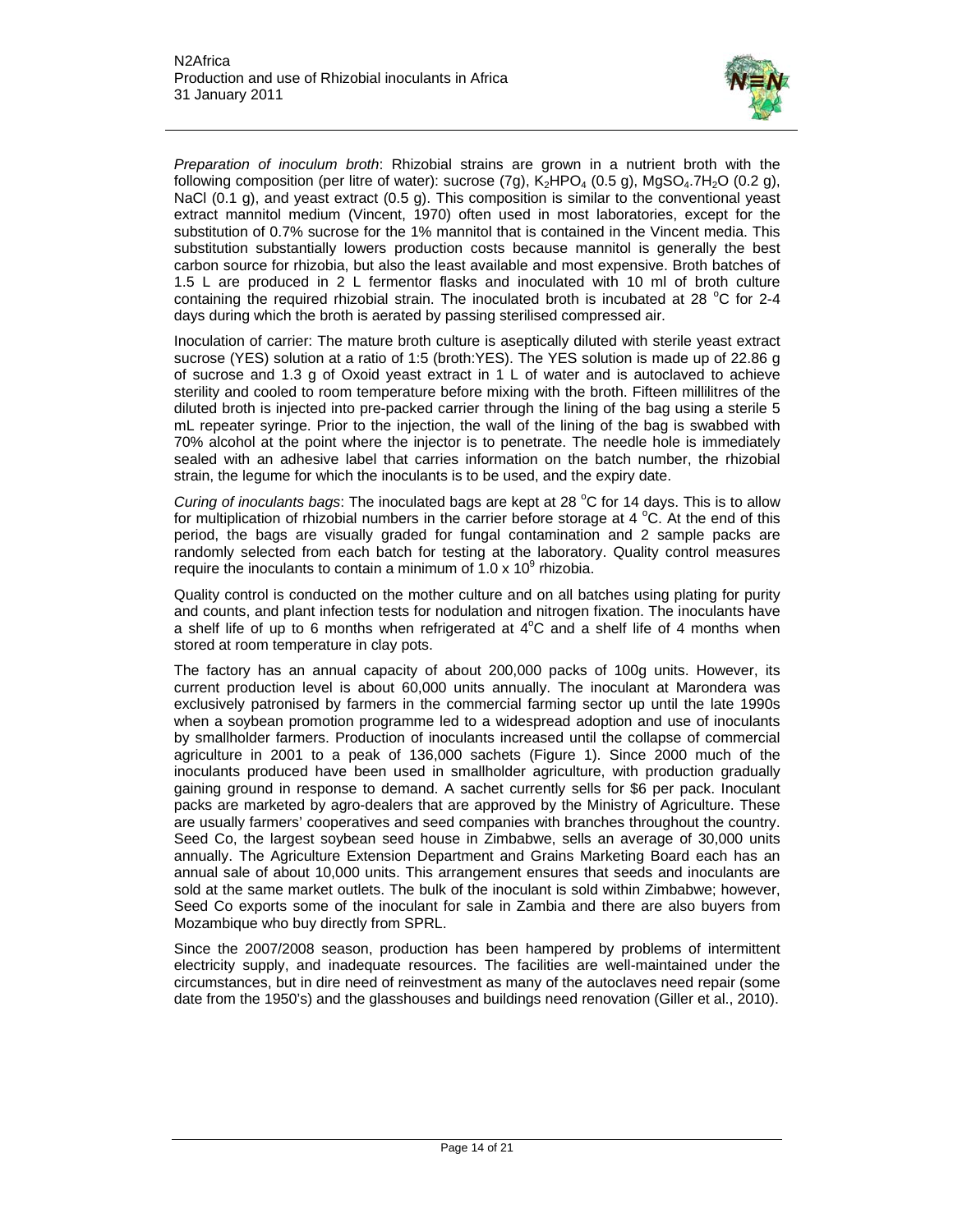*Preparation of inoculum broth*: Rhizobial strains are grown in a nutrient broth with the following composition (per litre of water): sucrose (7g), $K_2HPO_4$ (0.5 g), $MgSO_4.7H_2O$ (0.2 g), NaCl (0.1 g), and yeast extract (0.5 g). This composition is similar to the conventional yeast extract mannitol medium (Vincent, 1970) often used in most laboratories, except for the substitution of 0.7% sucrose for the 1% mannitol that is contained in the Vincent media. This substitution substantially lowers production costs because mannitol is generally the best carbon source for rhizobia, but also the least available and most expensive. Broth batches of 1.5 L are produced in 2 L fermentor flasks and inoculated with 10 ml of broth culture containing the required rhizobial strain. The inoculated broth is incubated at 28 °C for 2-4 days during which the broth is aerated by passing sterilised compressed air.

Inoculation of carrier: The mature broth culture is aseptically diluted with sterile yeast extract sucrose (YES) solution at a ratio of 1:5 (broth:YES). The YES solution is made up of 22.86 g of sucrose and 1.3 g of Oxoid yeast extract in 1 L of water and is autoclaved to achieve sterility and cooled to room temperature before mixing with the broth. Fifteen millilitres of the diluted broth is injected into pre-packed carrier through the lining of the bag using a sterile 5 mL repeater syringe. Prior to the injection, the wall of the lining of the bag is swabbed with 70% alcohol at the point where the injector is to penetrate. The needle hole is immediately sealed with an adhesive label that carries information on the batch number, the rhizobial strain, the legume for which the inoculants is to be used, and the expiry date.

*Curing of inoculants bags*: The inoculated bags are kept at 28 °C for 14 days. This is to allow for multiplication of rhizobial numbers in the carrier before storage at 4 °C. At the end of this period, the bags are visually graded for fungal contamination and 2 sample packs are randomly selected from each batch for testing at the laboratory. Quality control measures require the inoculants to contain a minimum of $1.0 \times 10^9$ rhizobia.

Quality control is conducted on the mother culture and on all batches using plating for purity and counts, and plant infection tests for nodulation and nitrogen fixation. The inoculants have a shelf life of up to 6 months when refrigerated at 4°C and a shelf life of 4 months when stored at room temperature in clay pots.

The factory has an annual capacity of about 200,000 packs of 100g units. However, its current production level is about 60,000 units annually. The inoculant at Marondera was exclusively patronised by farmers in the commercial farming sector up until the late 1990s when a soybean promotion programme led to a widespread adoption and use of inoculants by smallholder farmers. Production of inoculants increased until the collapse of commercial agriculture in 2001 to a peak of 136,000 sachets (Figure 1). Since 2000 much of the inoculants produced have been used in smallholder agriculture, with production gradually gaining ground in response to demand. A sachet currently sells for $6 per pack. Inoculant packs are marketed by agro-dealers that are approved by the Ministry of Agriculture. These are usually farmers' cooperatives and seed companies with branches throughout the country. Seed Co, the largest soybean seed house in Zimbabwe, sells an average of 30,000 units annually. The Agriculture Extension Department and Grains Marketing Board each has an annual sale of about 10,000 units. This arrangement ensures that seeds and inoculants are sold at the same market outlets. The bulk of the inoculant is sold within Zimbabwe; however, Seed Co exports some of the inoculant for sale in Zambia and there are also buyers from Mozambique who buy directly from SPRL.

Since the 2007/2008 season, production has been hampered by problems of intermittent electricity supply, and inadequate resources. The facilities are well-maintained under the circumstances, but in dire need of reinvestment as many of the autoclaves need repair (some date from the 1950's) and the glasshouses and buildings need renovation (Giller et al., 2010).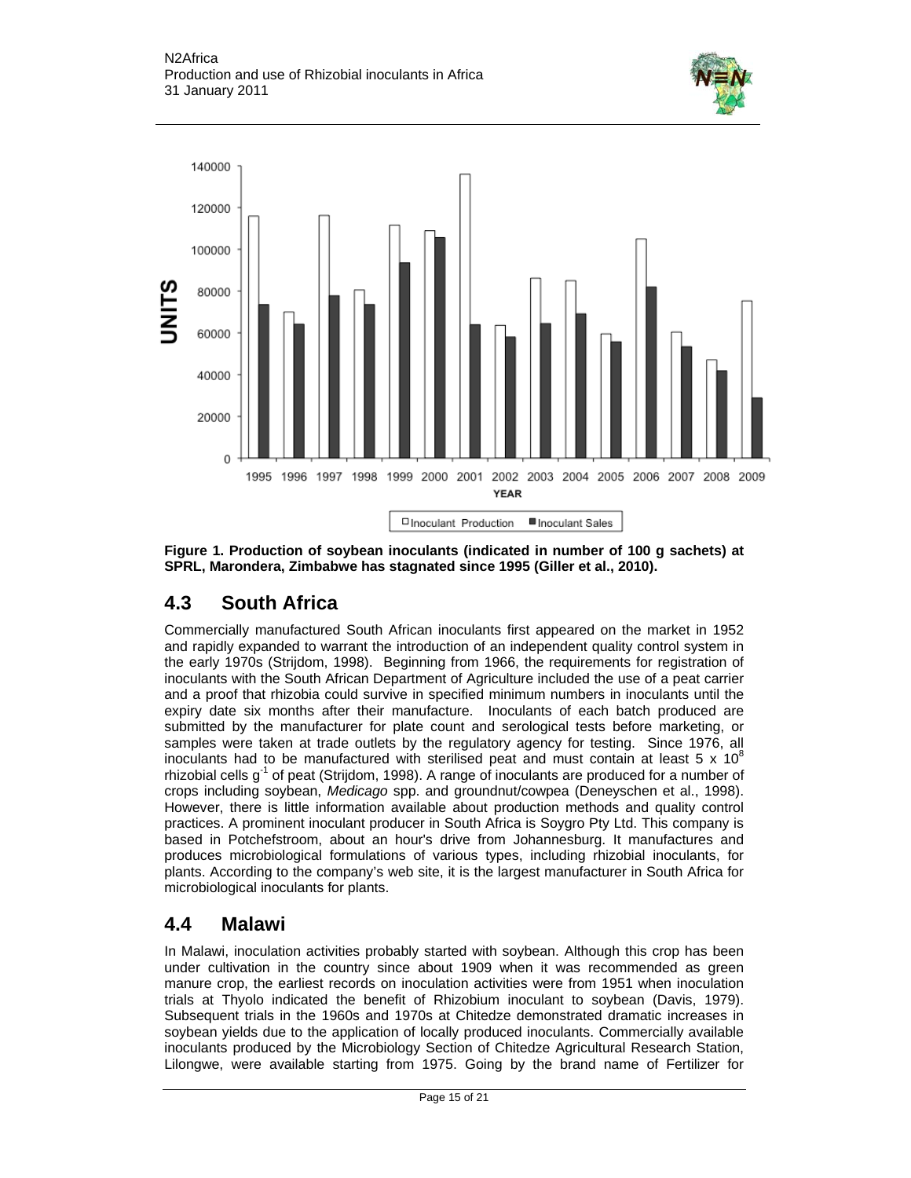Figure 1. Production of soybean inoculants (indicated in number of 100 g sachets) at SPRL, Marondera, Zimbabwe has stagnated since 1995 (Giller et al., 2010).

## 4.3 South Africa

Commercially manufactured South African inoculants first appeared on the market in 1952 and rapidly expanded to warrant the introduction of an independent quality control system in the early 1970s (Strijdom, 1998). Beginning from 1966, the requirements for registration of inoculants with the South African Department of Agriculture included the use of a peat carrier and a proof that rhizobia could survive in specified minimum numbers in inoculants until the expiry date six months after their manufacture. Inoculants of each batch produced are submitted by the manufacturer for plate count and serological tests before marketing, or samples were taken at trade outlets by the regulatory agency for testing. Since 1976, all inoculants had to be manufactured with sterilised peat and must contain at least $5 \times 10^8$ rhizobial cells $g^{-1}$ of peat (Strijdom, 1998). A range of inoculants are produced for a number of crops including soybean, *Medicago* spp. and groundnut/cowpea (Deneyschen et al., 1998). However, there is little information available about production methods and quality control practices. A prominent inoculant producer in South Africa is Soygro Pty Ltd. This company is based in Potchefstroom, about an hour's drive from Johannesburg. It manufactures and produces microbiological formulations of various types, including rhizobial inoculants, for plants. According to the company's web site, it is the largest manufacturer in South Africa for microbiological inoculants for plants.

## 4.4 Malawi

In Malawi, inoculation activities probably started with soybean. Although this crop has been under cultivation in the country since about 1909 when it was recommended as green manure crop, the earliest records on inoculation activities were from 1951 when inoculation trials at Thyolo indicated the benefit of Rhizobium inoculant to soybean (Davis, 1979). Subsequent trials in the 1960s and 1970s at Chitedze demonstrated dramatic increases in soybean yields due to the application of locally produced inoculants. Commercially available inoculants produced by the Microbiology Section of Chitedze Agricultural Research Station, Lilongwe, were available starting from 1975. Going by the brand name of Fertilizer for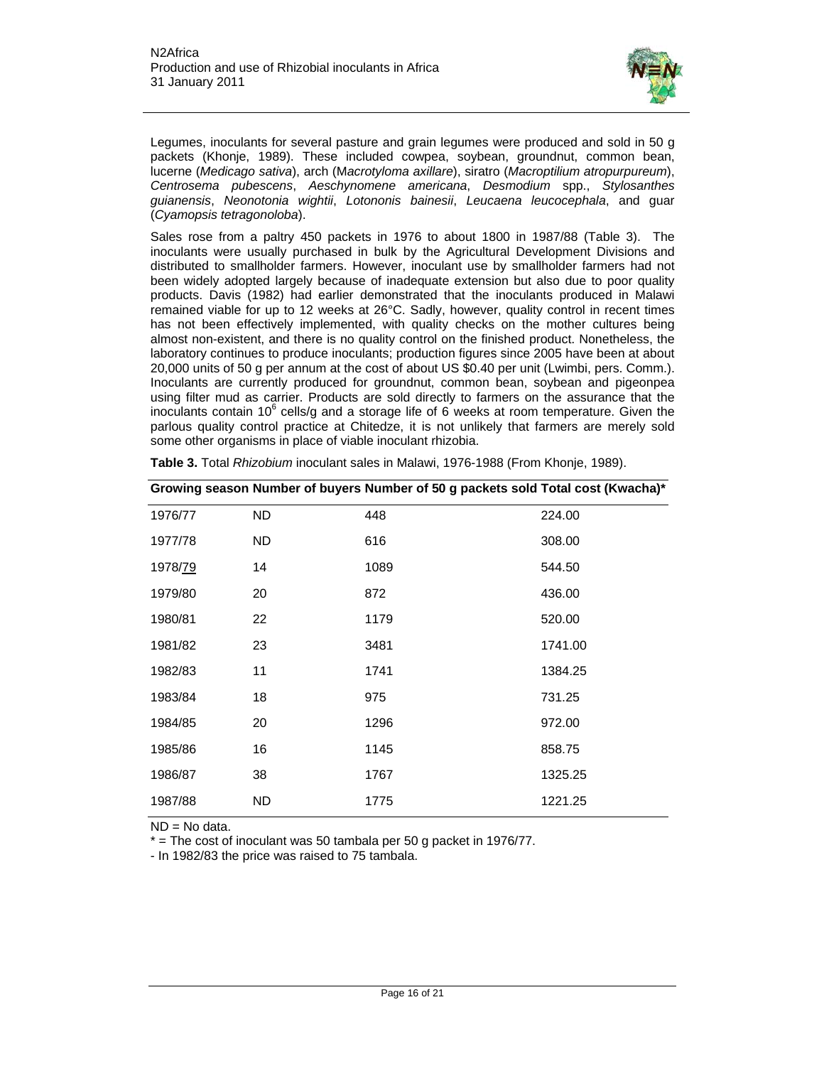Legumes, inoculants for several pasture and grain legumes were produced and sold in 50 g packets (Khonje, 1989). These included cowpea, soybean, groundnut, common bean, lucerne (*Medicago sativa*), arch (M*acrotyloma axillare*), siratro (*Macroptilium atropurpureum*), *Centrosema pubescens*, *Aeschynomene americana*, *Desmodium* spp., *Stylosanthes guianensis*, *Neonotonia wightii*, *Lotononis bainesii*, *Leucaena leucocephala*, and guar (*Cyamopsis tetragonoloba*).

Sales rose from a paltry 450 packets in 1976 to about 1800 in 1987/88 (Table 3). The inoculants were usually purchased in bulk by the Agricultural Development Divisions and distributed to smallholder farmers. However, inoculant use by smallholder farmers had not been widely adopted largely because of inadequate extension but also due to poor quality products. Davis (1982) had earlier demonstrated that the inoculants produced in Malawi remained viable for up to 12 weeks at 26°C. Sadly, however, quality control in recent times has not been effectively implemented, with quality checks on the mother cultures being almost non-existent, and there is no quality control on the finished product. Nonetheless, the laboratory continues to produce inoculants; production figures since 2005 have been at about 20,000 units of 50 g per annum at the cost of about US $0.40 per unit (Lwimbi, pers. Comm.). Inoculants are currently produced for groundnut, common bean, soybean and pigeonpea using filter mud as carrier. Products are sold directly to farmers on the assurance that the inoculants contain $10^6$ cells/g and a storage life of 6 weeks at room temperature. Given the parlous quality control practice at Chitedze, it is not unlikely that farmers are merely sold some other organisms in place of viable inoculant rhizobia.

**Table 3.** Total *Rhizobium* inoculant sales in Malawi, 1976-1988 (From Khonje, 1989).

| Growing season | Number of buyers | Number of 50 g packets sold | Total cost (Kwacha)* |
|---|---|---|---|
| 1976/77 | ND | 448 | 224.00 |
| 1977/78 | ND | 616 | 308.00 |
| 1978/79 | 14 | 1089 | 544.50 |
| 1979/80 | 20 | 872 | 436.00 |
| 1980/81 | 22 | 1179 | 520.00 |
| 1981/82 | 23 | 3481 | 1741.00 |
| 1982/83 | 11 | 1741 | 1384.25 |
| 1983/84 | 18 | 975 | 731.25 |
| 1984/85 | 20 | 1296 | 972.00 |
| 1985/86 | 16 | 1145 | 858.75 |
| 1986/87 | 38 | 1767 | 1325.25 |
| 1987/88 | ND | 1775 | 1221.25 |

ND = No data.

* = The cost of inoculant was 50 tambala per 50 g packet in 1976/77.

- In 1982/83 the price was raised to 75 tambala.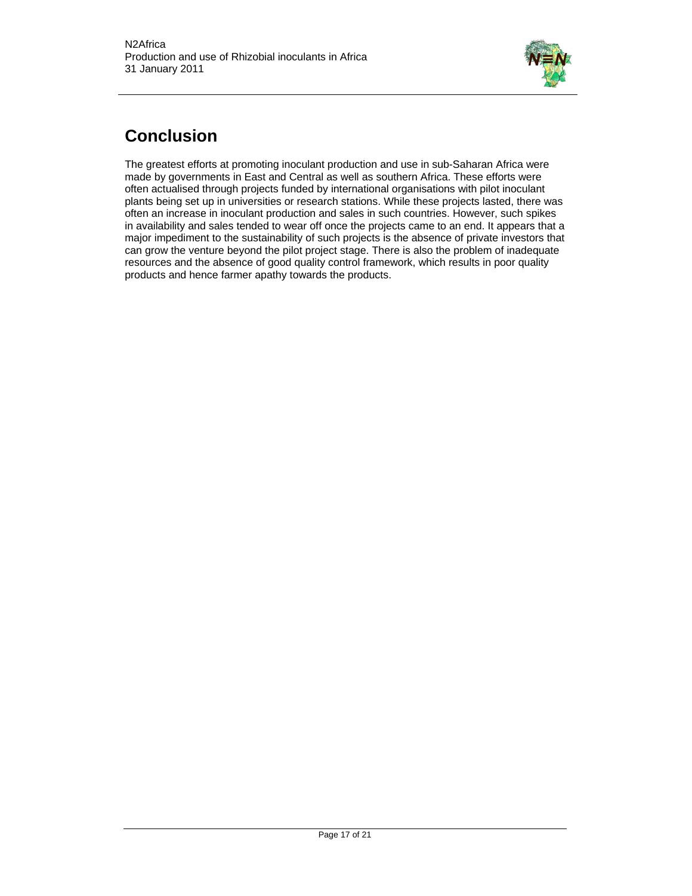# Conclusion

The greatest efforts at promoting inoculant production and use in sub-Saharan Africa were made by governments in East and Central as well as southern Africa. These efforts were often actualised through projects funded by international organisations with pilot inoculant plants being set up in universities or research stations. While these projects lasted, there was often an increase in inoculant production and sales in such countries. However, such spikes in availability and sales tended to wear off once the projects came to an end. It appears that a major impediment to the sustainability of such projects is the absence of private investors that can grow the venture beyond the pilot project stage. There is also the problem of inadequate resources and the absence of good quality control framework, which results in poor quality products and hence farmer apathy towards the products.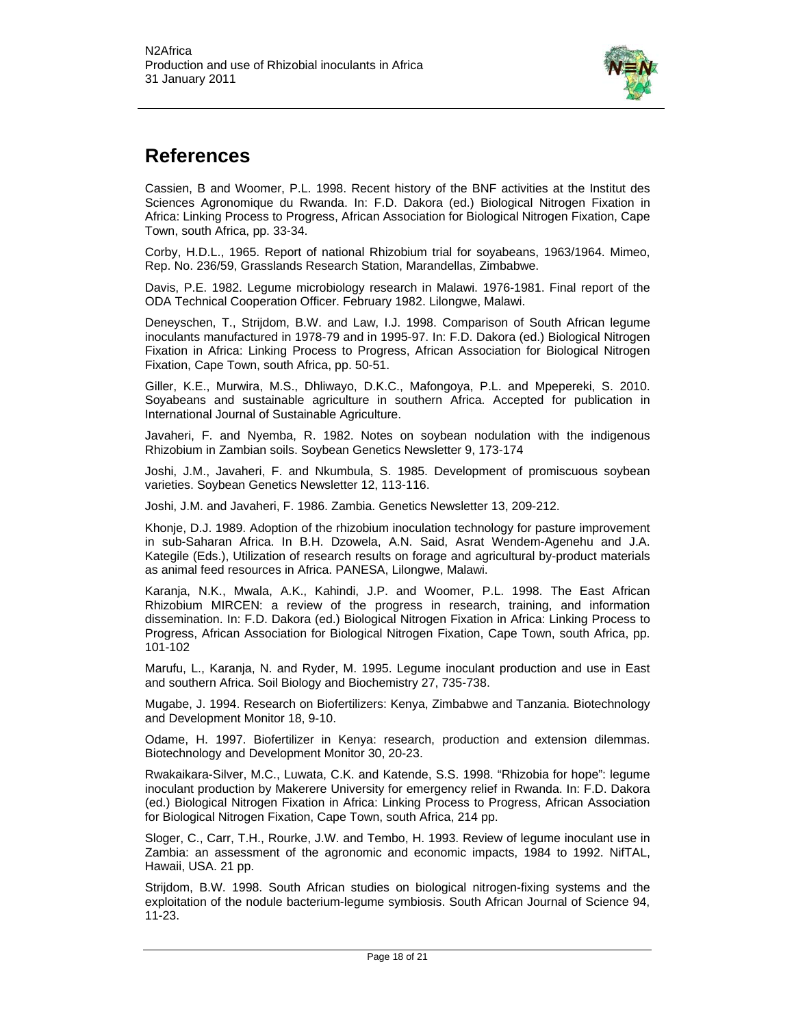# References

Cassien, B and Woomer, P.L. 1998. Recent history of the BNF activities at the Institut des Sciences Agronomique du Rwanda. In: F.D. Dakora (ed.) Biological Nitrogen Fixation in Africa: Linking Process to Progress, African Association for Biological Nitrogen Fixation, Cape Town, south Africa, pp. 33-34.

Corby, H.D.L., 1965. Report of national Rhizobium trial for soyabeans, 1963/1964. Mimeo, Rep. No. 236/59, Grasslands Research Station, Marandellas, Zimbabwe.

Davis, P.E. 1982. Legume microbiology research in Malawi. 1976-1981. Final report of the ODA Technical Cooperation Officer. February 1982. Lilongwe, Malawi.

Deneyschen, T., Strijdom, B.W. and Law, I.J. 1998. Comparison of South African legume inoculants manufactured in 1978-79 and in 1995-97. In: F.D. Dakora (ed.) Biological Nitrogen Fixation in Africa: Linking Process to Progress, African Association for Biological Nitrogen Fixation, Cape Town, south Africa, pp. 50-51.

Giller, K.E., Murwira, M.S., Dhliwayo, D.K.C., Mafongoya, P.L. and Mpepereki, S. 2010. Soyabeans and sustainable agriculture in southern Africa. Accepted for publication in International Journal of Sustainable Agriculture.

Javaheri, F. and Nyemba, R. 1982. Notes on soybean nodulation with the indigenous Rhizobium in Zambian soils. Soybean Genetics Newsletter 9, 173-174

Joshi, J.M., Javaheri, F. and Nkumbula, S. 1985. Development of promiscuous soybean varieties. Soybean Genetics Newsletter 12, 113-116.

Joshi, J.M. and Javaheri, F. 1986. Zambia. Genetics Newsletter 13, 209-212.

Khonje, D.J. 1989. Adoption of the rhizobium inoculation technology for pasture improvement in sub-Saharan Africa. In B.H. Dzowela, A.N. Said, Asrat Wendem-Agenehu and J.A. Kategile (Eds.), Utilization of research results on forage and agricultural by-product materials as animal feed resources in Africa. PANESA, Lilongwe, Malawi.

Karanja, N.K., Mwala, A.K., Kahindi, J.P. and Woomer, P.L. 1998. The East African Rhizobium MIRCEN: a review of the progress in research, training, and information dissemination. In: F.D. Dakora (ed.) Biological Nitrogen Fixation in Africa: Linking Process to Progress, African Association for Biological Nitrogen Fixation, Cape Town, south Africa, pp. 101-102

Marufu, L., Karanja, N. and Ryder, M. 1995. Legume inoculant production and use in East and southern Africa. Soil Biology and Biochemistry 27, 735-738.

Mugabe, J. 1994. Research on Biofertilizers: Kenya, Zimbabwe and Tanzania. Biotechnology and Development Monitor 18, 9-10.

Odame, H. 1997. Biofertilizer in Kenya: research, production and extension dilemmas. Biotechnology and Development Monitor 30, 20-23.

Rwakaikara-Silver, M.C., Luwata, C.K. and Katende, S.S. 1998. "Rhizobia for hope": legume inoculant production by Makerere University for emergency relief in Rwanda. In: F.D. Dakora (ed.) Biological Nitrogen Fixation in Africa: Linking Process to Progress, African Association for Biological Nitrogen Fixation, Cape Town, south Africa, 214 pp.

Sloger, C., Carr, T.H., Rourke, J.W. and Tembo, H. 1993. Review of legume inoculant use in Zambia: an assessment of the agronomic and economic impacts, 1984 to 1992. NifTAL, Hawaii, USA. 21 pp.

Strijdom, B.W. 1998. South African studies on biological nitrogen-fixing systems and the exploitation of the nodule bacterium-legume symbiosis. South African Journal of Science 94, 11-23.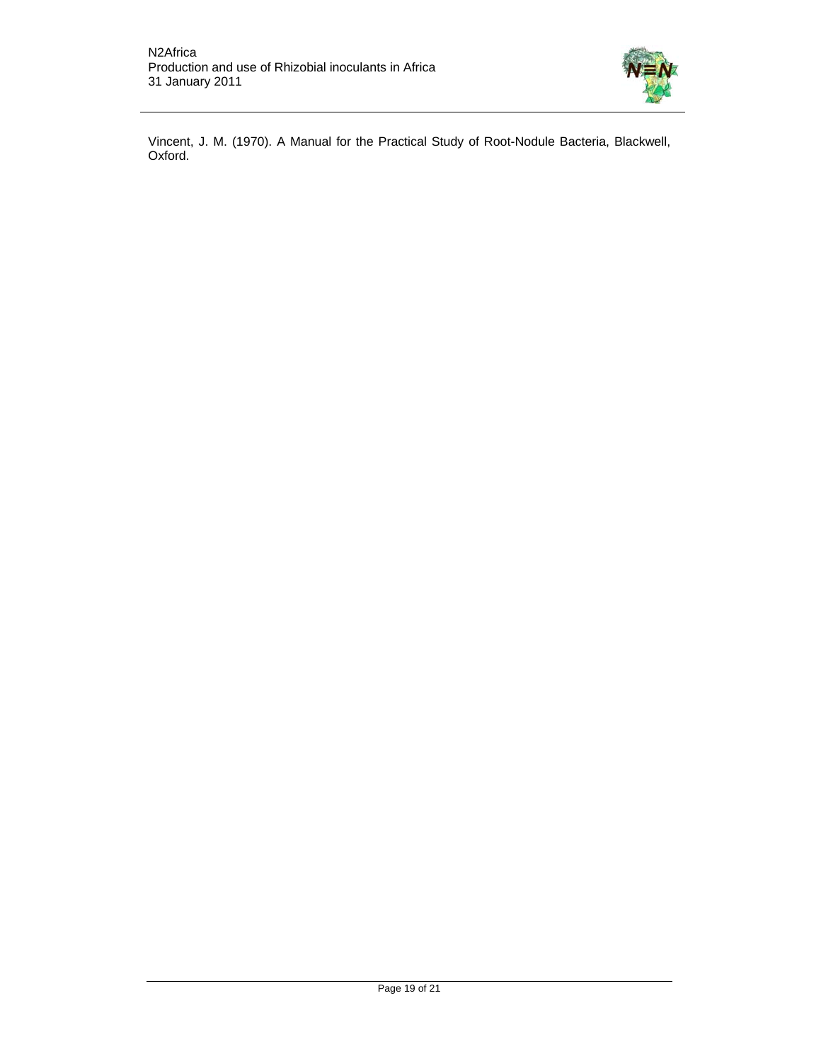Vincent, J. M. (1970). A Manual for the Practical Study of Root-Nodule Bacteria, Blackwell, Oxford.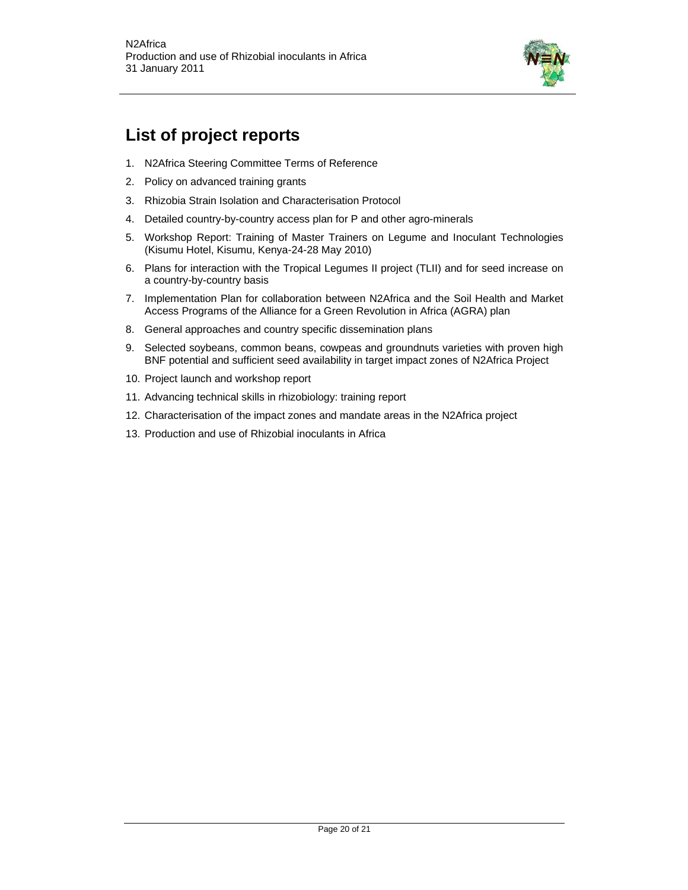# List of project reports

1. N2Africa Steering Committee Terms of Reference
2. Policy on advanced training grants
3. Rhizobia Strain Isolation and Characterisation Protocol
4. Detailed country-by-country access plan for P and other agro-minerals
5. Workshop Report: Training of Master Trainers on Legume and Inoculant Technologies (Kisumu Hotel, Kisumu, Kenya-24-28 May 2010)
6. Plans for interaction with the Tropical Legumes II project (TLII) and for seed increase on a country-by-country basis
7. Implementation Plan for collaboration between N2Africa and the Soil Health and Market Access Programs of the Alliance for a Green Revolution in Africa (AGRA) plan
8. General approaches and country specific dissemination plans
9. Selected soybeans, common beans, cowpeas and groundnuts varieties with proven high BNF potential and sufficient seed availability in target impact zones of N2Africa Project
10. Project launch and workshop report
11. Advancing technical skills in rhizobiology: training report
12. Characterisation of the impact zones and mandate areas in the N2Africa project
13. Production and use of Rhizobial inoculants in Africa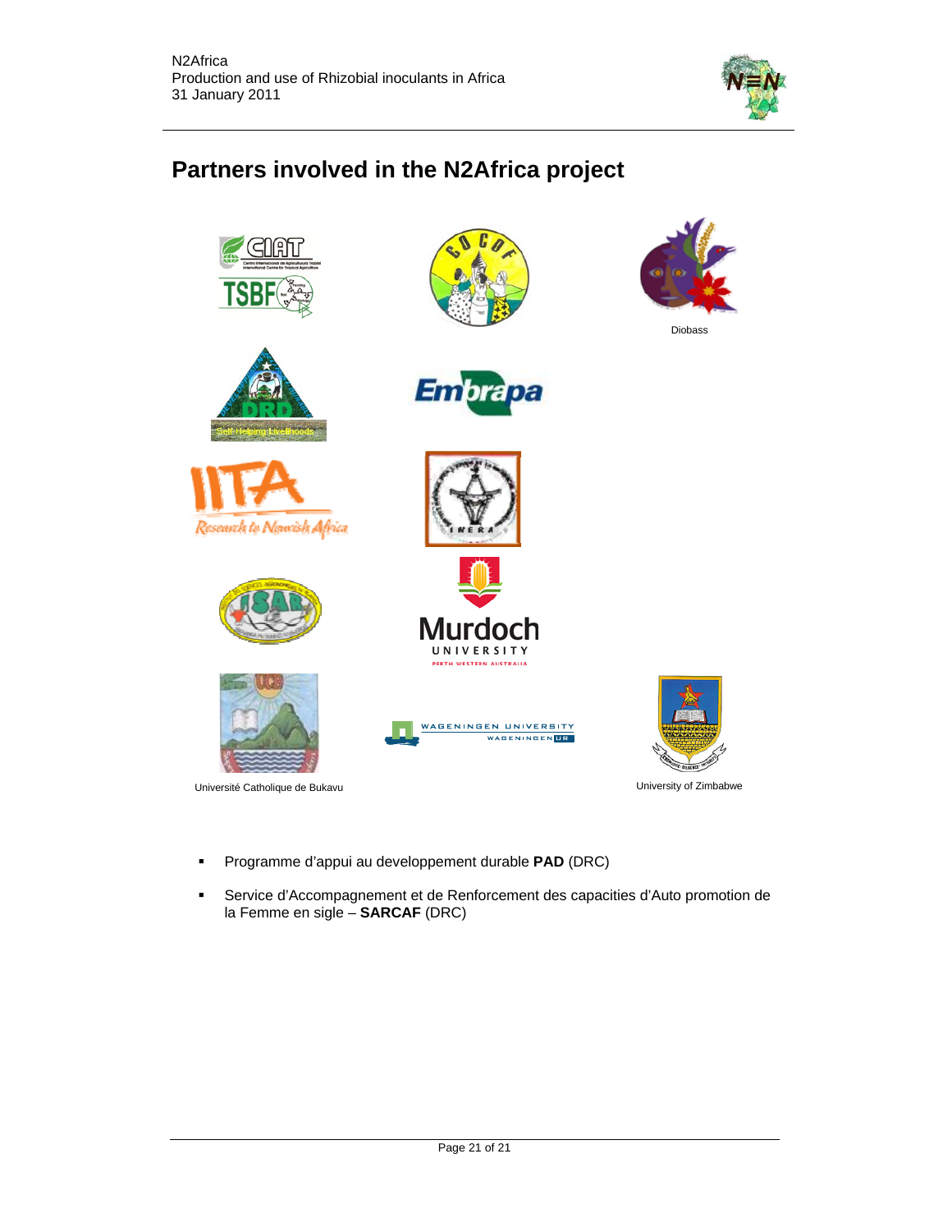## Partners involved in the N2Africa project

Diobass

Université Catholique de Bukavu

University of Zimbabwe

- Programme d'appui au developpement durable **PAD** (DRC)
- Service d'Accompagnement et de Renforcement des capacities d'Auto promotion de la Femme en sigle – **SARCAF** (DRC)